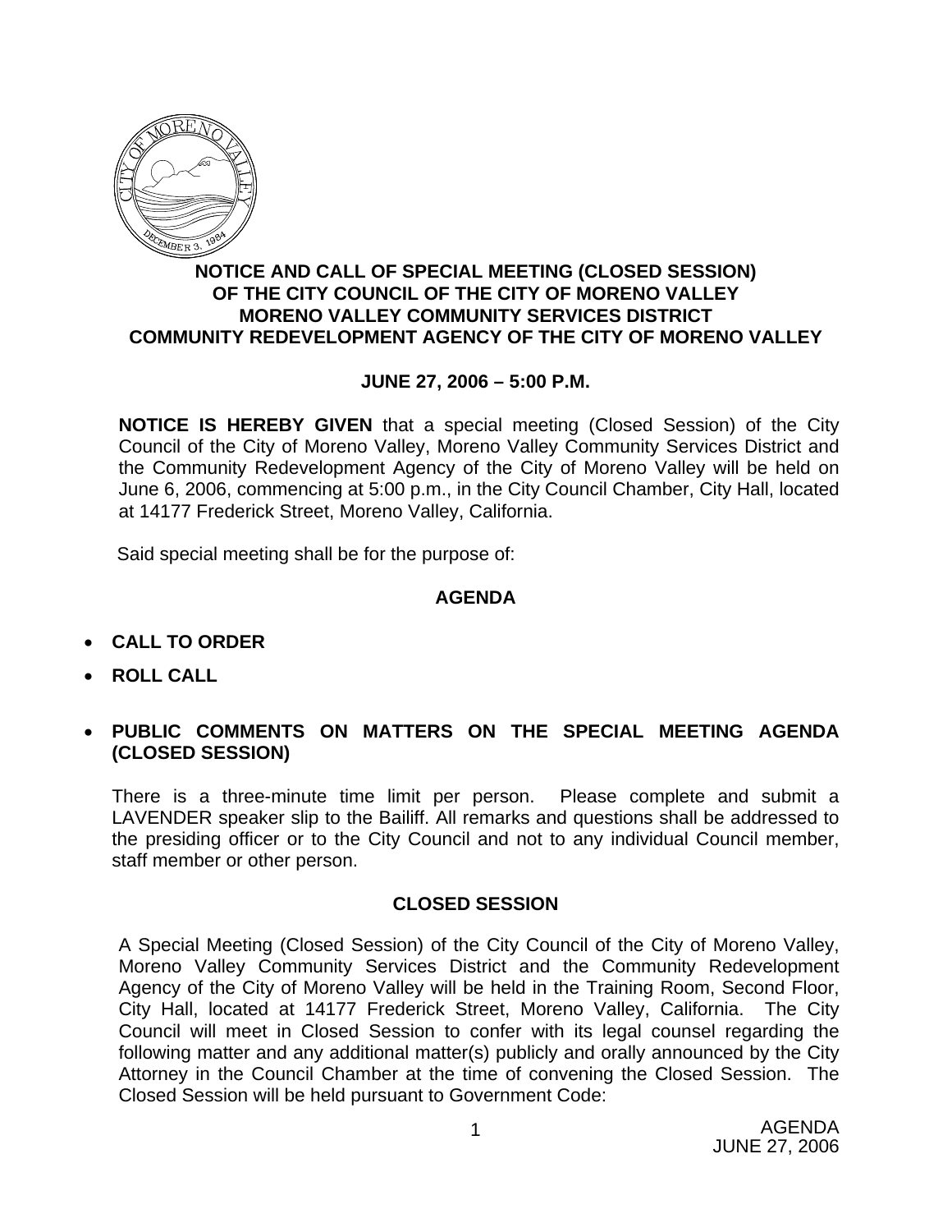## NOTICE AND CALL OF SPECIAL MEETING (CLOSED SESSION) OF THE CITY COUNCIL OF THE CITY OF MORENO VALLEY MORENO VALLEY COMMUNITY SERVICES DISTRICT COMMUNITY REDEVELOPMENT AGENCY OF THE CITY OF MORENO VALLEY

### JUNE 27, 2006 – 5:00 P.M.

**NOTICE IS HEREBY GIVEN** that a special meeting (Closed Session) of the City Council of the City of Moreno Valley, Moreno Valley Community Services District and the Community Redevelopment Agency of the City of Moreno Valley will be held on June 6, 2006, commencing at 5:00 p.m., in the City Council Chamber, City Hall, located at 14177 Frederick Street, Moreno Valley, California.

Said special meeting shall be for the purpose of:

### AGENDA

- **CALL TO ORDER**
- **ROLL CALL**
- **PUBLIC COMMENTS ON MATTERS ON THE SPECIAL MEETING AGENDA (CLOSED SESSION)**

There is a three-minute time limit per person. Please complete and submit a LAVENDER speaker slip to the Bailiff. All remarks and questions shall be addressed to the presiding officer or to the City Council and not to any individual Council member, staff member or other person.

### CLOSED SESSION

A Special Meeting (Closed Session) of the City Council of the City of Moreno Valley, Moreno Valley Community Services District and the Community Redevelopment Agency of the City of Moreno Valley will be held in the Training Room, Second Floor, City Hall, located at 14177 Frederick Street, Moreno Valley, California. The City Council will meet in Closed Session to confer with its legal counsel regarding the following matter and any additional matter(s) publicly and orally announced by the City Attorney in the Council Chamber at the time of convening the Closed Session. The Closed Session will be held pursuant to Government Code: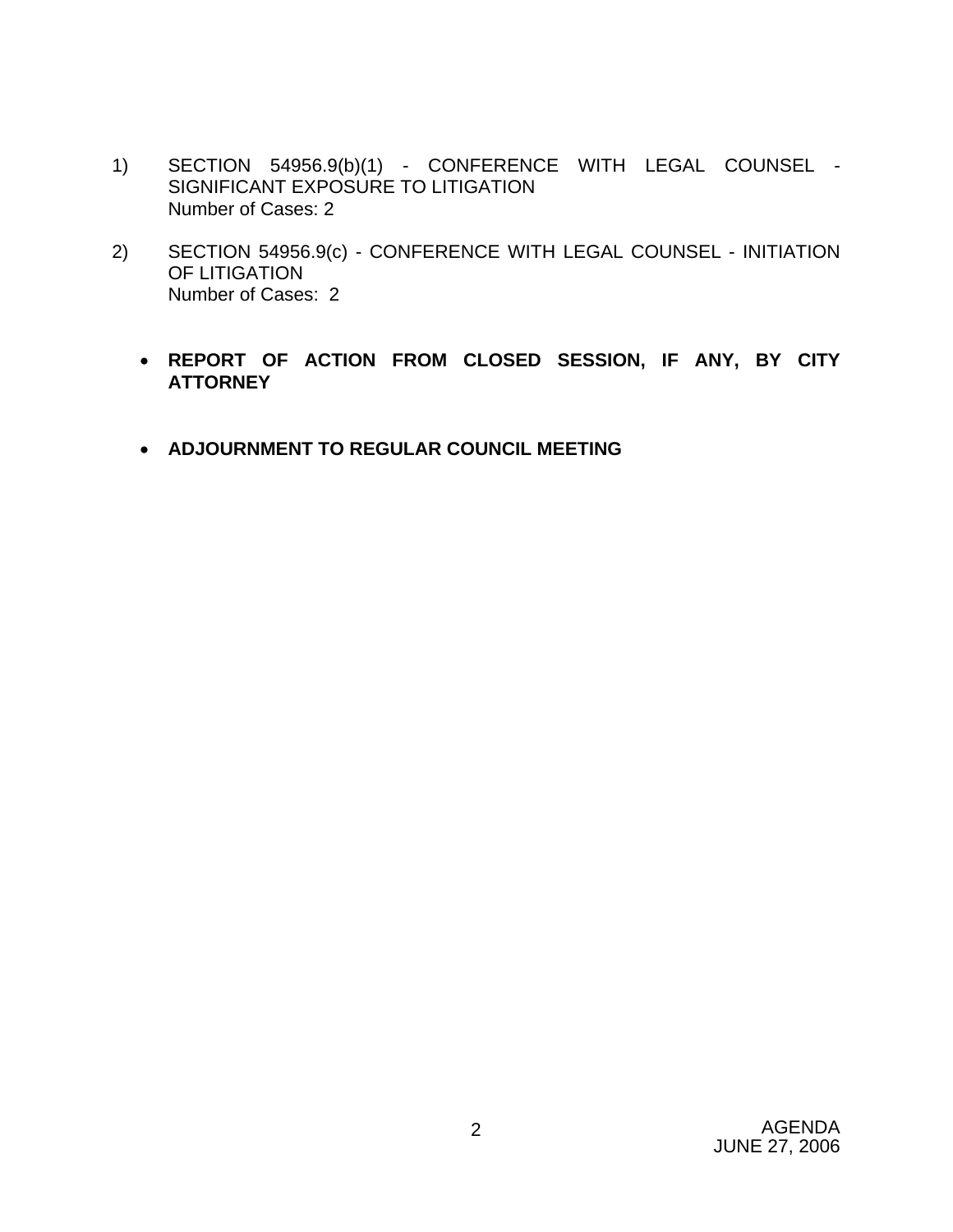1) SECTION 54956.9(b)(1) - CONFERENCE WITH LEGAL COUNSEL - SIGNIFICANT EXPOSURE TO LITIGATION
   Number of Cases: 2

2) SECTION 54956.9(c) - CONFERENCE WITH LEGAL COUNSEL - INITIATION OF LITIGATION
   Number of Cases: 2

- **REPORT OF ACTION FROM CLOSED SESSION, IF ANY, BY CITY ATTORNEY**

- **ADJOURNMENT TO REGULAR COUNCIL MEETING**